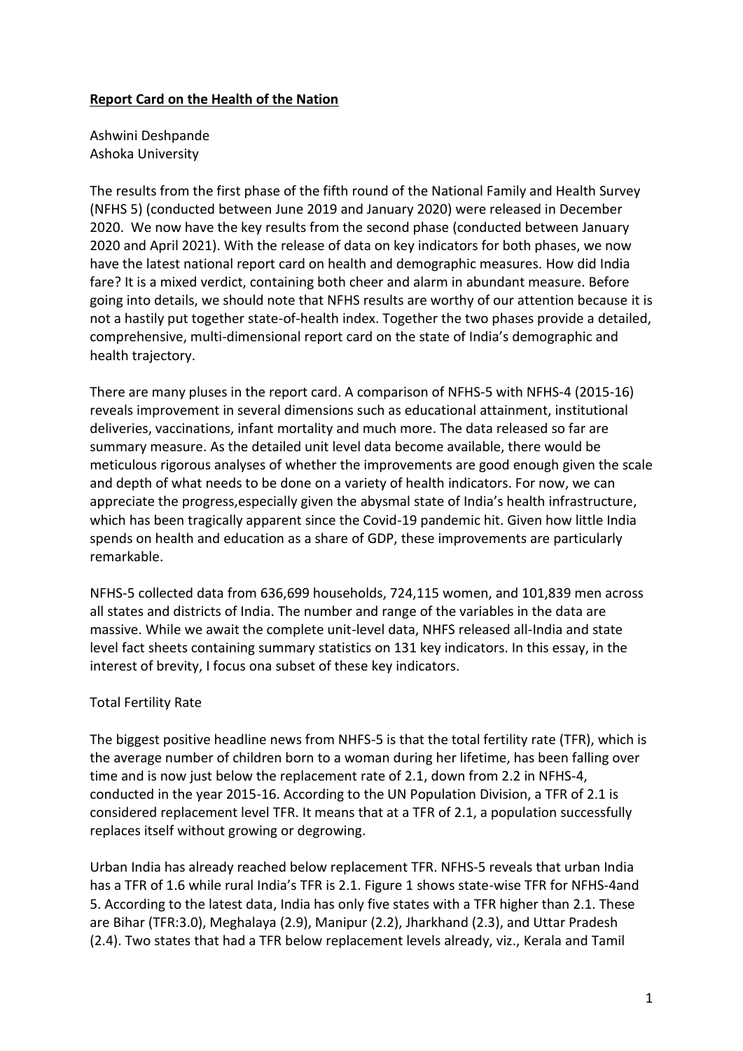**Report Card on the Health of the Nation**

Ashwini Deshpande
Ashoka University

The results from the first phase of the fifth round of the National Family and Health Survey (NFHS 5) (conducted between June 2019 and January 2020) were released in December 2020. We now have the key results from the second phase (conducted between January 2020 and April 2021). With the release of data on key indicators for both phases, we now have the latest national report card on health and demographic measures. How did India fare? It is a mixed verdict, containing both cheer and alarm in abundant measure. Before going into details, we should note that NFHS results are worthy of our attention because it is not a hastily put together state-of-health index. Together the two phases provide a detailed, comprehensive, multi-dimensional report card on the state of India's demographic and health trajectory.

There are many pluses in the report card. A comparison of NFHS-5 with NFHS-4 (2015-16) reveals improvement in several dimensions such as educational attainment, institutional deliveries, vaccinations, infant mortality and much more. The data released so far are summary measure. As the detailed unit level data become available, there would be meticulous rigorous analyses of whether the improvements are good enough given the scale and depth of what needs to be done on a variety of health indicators. For now, we can appreciate the progress,especially given the abysmal state of India's health infrastructure, which has been tragically apparent since the Covid-19 pandemic hit. Given how little India spends on health and education as a share of GDP, these improvements are particularly remarkable.

NFHS-5 collected data from 636,699 households, 724,115 women, and 101,839 men across all states and districts of India. The number and range of the variables in the data are massive. While we await the complete unit-level data, NHFS released all-India and state level fact sheets containing summary statistics on 131 key indicators. In this essay, in the interest of brevity, I focus ona subset of these key indicators.

Total Fertility Rate

The biggest positive headline news from NHFS-5 is that the total fertility rate (TFR), which is the average number of children born to a woman during her lifetime, has been falling over time and is now just below the replacement rate of 2.1, down from 2.2 in NFHS-4, conducted in the year 2015-16. According to the UN Population Division, a TFR of 2.1 is considered replacement level TFR. It means that at a TFR of 2.1, a population successfully replaces itself without growing or degrowing.

Urban India has already reached below replacement TFR. NFHS-5 reveals that urban India has a TFR of 1.6 while rural India's TFR is 2.1. Figure 1 shows state-wise TFR for NFHS-4and 5. According to the latest data, India has only five states with a TFR higher than 2.1. These are Bihar (TFR:3.0), Meghalaya (2.9), Manipur (2.2), Jharkhand (2.3), and Uttar Pradesh (2.4). Two states that had a TFR below replacement levels already, viz., Kerala and Tamil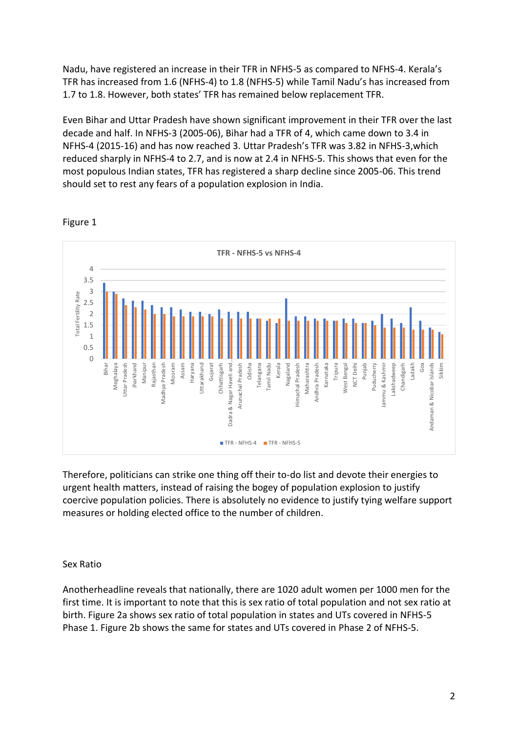Nadu, have registered an increase in their TFR in NFHS-5 as compared to NFHS-4. Kerala's TFR has increased from 1.6 (NFHS-4) to 1.8 (NFHS-5) while Tamil Nadu's has increased from 1.7 to 1.8. However, both states' TFR has remained below replacement TFR.

Even Bihar and Uttar Pradesh have shown significant improvement in their TFR over the last decade and half. In NFHS-3 (2005-06), Bihar had a TFR of 4, which came down to 3.4 in NFHS-4 (2015-16) and has now reached 3. Uttar Pradesh's TFR was 3.82 in NFHS-3,which reduced sharply in NFHS-4 to 2.7, and is now at 2.4 in NFHS-5. This shows that even for the most populous Indian states, TFR has registered a sharp decline since 2005-06. This trend should set to rest any fears of a population explosion in India.

Figure 1

**TFR - NFHS-5 vs NFHS-4**

Therefore, politicians can strike one thing off their to-do list and devote their energies to urgent health matters, instead of raising the bogey of population explosion to justify coercive population policies. There is absolutely no evidence to justify tying welfare support measures or holding elected office to the number of children.

## Sex Ratio

Anotherheadline reveals that nationally, there are 1020 adult women per 1000 men for the first time. It is important to note that this is sex ratio of total population and not sex ratio at birth. Figure 2a shows sex ratio of total population in states and UTs covered in NFHS-5 Phase 1. Figure 2b shows the same for states and UTs covered in Phase 2 of NFHS-5.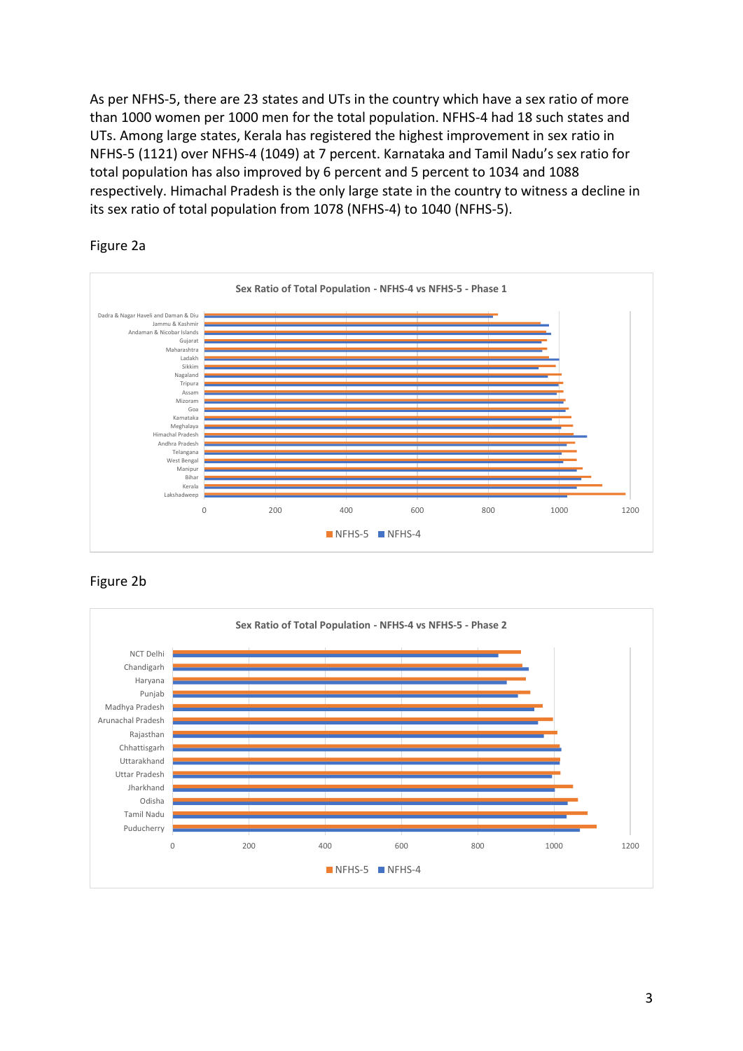As per NFHS-5, there are 23 states and UTs in the country which have a sex ratio of more than 1000 women per 1000 men for the total population. NFHS-4 had 18 such states and UTs. Among large states, Kerala has registered the highest improvement in sex ratio in NFHS-5 (1121) over NFHS-4 (1049) at 7 percent. Karnataka and Tamil Nadu's sex ratio for total population has also improved by 6 percent and 5 percent to 1034 and 1088 respectively. Himachal Pradesh is the only large state in the country to witness a decline in its sex ratio of total population from 1078 (NFHS-4) to 1040 (NFHS-5).

Figure 2a

Sex Ratio of Total Population - NFHS-4 vs NFHS-5 - Phase 1

Figure 2b

Sex Ratio of Total Population - NFHS-4 vs NFHS-5 - Phase 2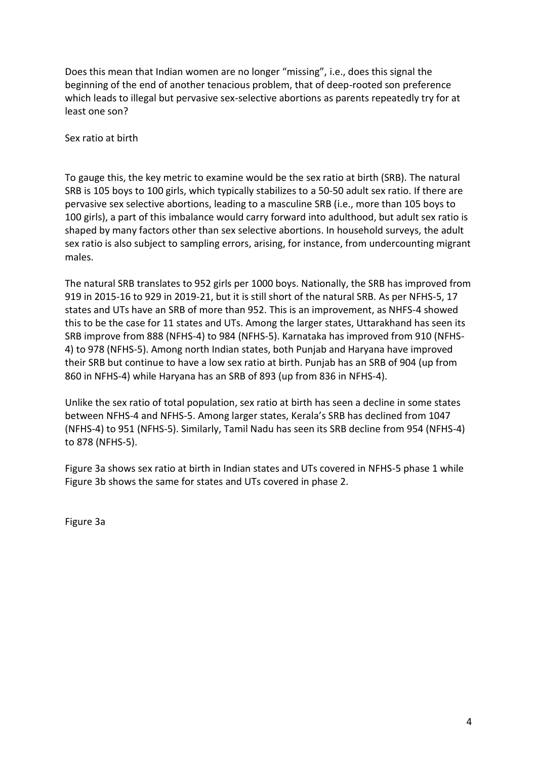Does this mean that Indian women are no longer "missing", i.e., does this signal the beginning of the end of another tenacious problem, that of deep-rooted son preference which leads to illegal but pervasive sex-selective abortions as parents repeatedly try for at least one son?

## Sex ratio at birth

To gauge this, the key metric to examine would be the sex ratio at birth (SRB). The natural SRB is 105 boys to 100 girls, which typically stabilizes to a 50-50 adult sex ratio. If there are pervasive sex selective abortions, leading to a masculine SRB (i.e., more than 105 boys to 100 girls), a part of this imbalance would carry forward into adulthood, but adult sex ratio is shaped by many factors other than sex selective abortions. In household surveys, the adult sex ratio is also subject to sampling errors, arising, for instance, from undercounting migrant males.

The natural SRB translates to 952 girls per 1000 boys. Nationally, the SRB has improved from 919 in 2015-16 to 929 in 2019-21, but it is still short of the natural SRB. As per NFHS-5, 17 states and UTs have an SRB of more than 952. This is an improvement, as NHFS-4 showed this to be the case for 11 states and UTs. Among the larger states, Uttarakhand has seen its SRB improve from 888 (NFHS-4) to 984 (NFHS-5). Karnataka has improved from 910 (NFHS-4) to 978 (NFHS-5). Among north Indian states, both Punjab and Haryana have improved their SRB but continue to have a low sex ratio at birth. Punjab has an SRB of 904 (up from 860 in NFHS-4) while Haryana has an SRB of 893 (up from 836 in NFHS-4).

Unlike the sex ratio of total population, sex ratio at birth has seen a decline in some states between NFHS-4 and NFHS-5. Among larger states, Kerala's SRB has declined from 1047 (NFHS-4) to 951 (NFHS-5). Similarly, Tamil Nadu has seen its SRB decline from 954 (NFHS-4) to 878 (NFHS-5).

Figure 3a shows sex ratio at birth in Indian states and UTs covered in NFHS-5 phase 1 while Figure 3b shows the same for states and UTs covered in phase 2.

Figure 3a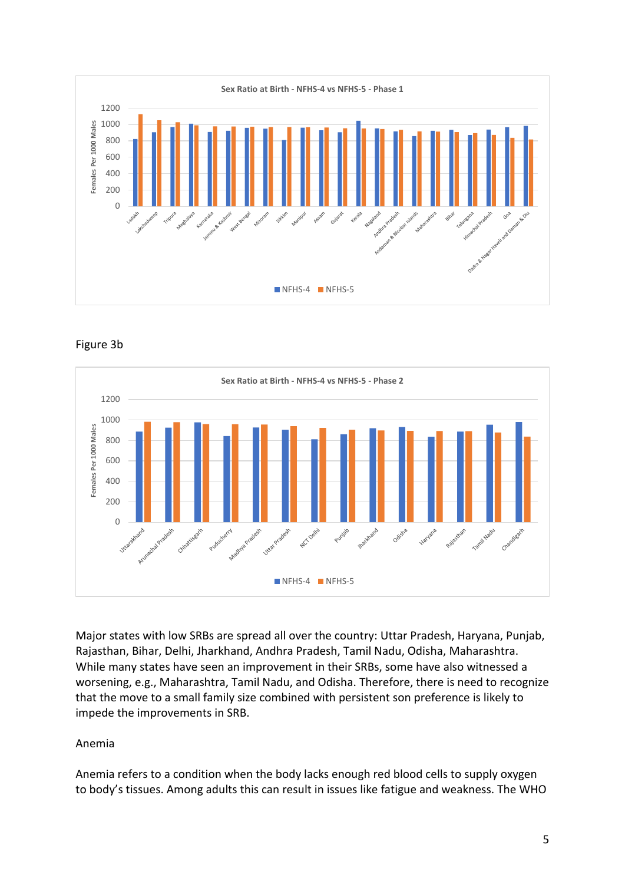Figure 3b

Major states with low SRBs are spread all over the country: Uttar Pradesh, Haryana, Punjab, Rajasthan, Bihar, Delhi, Jharkhand, Andhra Pradesh, Tamil Nadu, Odisha, Maharashtra. While many states have seen an improvement in their SRBs, some have also witnessed a worsening, e.g., Maharashtra, Tamil Nadu, and Odisha. Therefore, there is need to recognize that the move to a small family size combined with persistent son preference is likely to impede the improvements in SRB.

## Anemia

Anemia refers to a condition when the body lacks enough red blood cells to supply oxygen to body's tissues. Among adults this can result in issues like fatigue and weakness. The WHO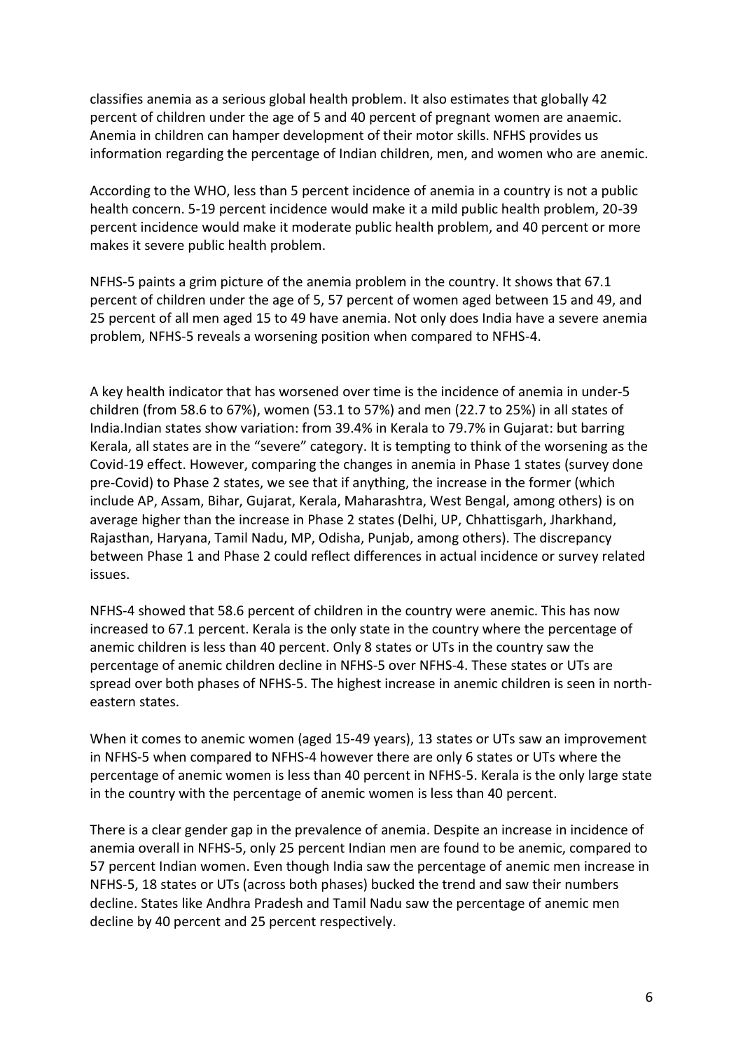classifies anemia as a serious global health problem. It also estimates that globally 42 percent of children under the age of 5 and 40 percent of pregnant women are anaemic. Anemia in children can hamper development of their motor skills. NFHS provides us information regarding the percentage of Indian children, men, and women who are anemic.

According to the WHO, less than 5 percent incidence of anemia in a country is not a public health concern. 5-19 percent incidence would make it a mild public health problem, 20-39 percent incidence would make it moderate public health problem, and 40 percent or more makes it severe public health problem.

NFHS-5 paints a grim picture of the anemia problem in the country. It shows that 67.1 percent of children under the age of 5, 57 percent of women aged between 15 and 49, and 25 percent of all men aged 15 to 49 have anemia. Not only does India have a severe anemia problem, NFHS-5 reveals a worsening position when compared to NFHS-4.

A key health indicator that has worsened over time is the incidence of anemia in under-5 children (from 58.6 to 67%), women (53.1 to 57%) and men (22.7 to 25%) in all states of India.Indian states show variation: from 39.4% in Kerala to 79.7% in Gujarat: but barring Kerala, all states are in the "severe" category. It is tempting to think of the worsening as the Covid-19 effect. However, comparing the changes in anemia in Phase 1 states (survey done pre-Covid) to Phase 2 states, we see that if anything, the increase in the former (which include AP, Assam, Bihar, Gujarat, Kerala, Maharashtra, West Bengal, among others) is on average higher than the increase in Phase 2 states (Delhi, UP, Chhattisgarh, Jharkhand, Rajasthan, Haryana, Tamil Nadu, MP, Odisha, Punjab, among others). The discrepancy between Phase 1 and Phase 2 could reflect differences in actual incidence or survey related issues.

NFHS-4 showed that 58.6 percent of children in the country were anemic. This has now increased to 67.1 percent. Kerala is the only state in the country where the percentage of anemic children is less than 40 percent. Only 8 states or UTs in the country saw the percentage of anemic children decline in NFHS-5 over NFHS-4. These states or UTs are spread over both phases of NFHS-5. The highest increase in anemic children is seen in north-eastern states.

When it comes to anemic women (aged 15-49 years), 13 states or UTs saw an improvement in NFHS-5 when compared to NFHS-4 however there are only 6 states or UTs where the percentage of anemic women is less than 40 percent in NFHS-5. Kerala is the only large state in the country with the percentage of anemic women is less than 40 percent.

There is a clear gender gap in the prevalence of anemia. Despite an increase in incidence of anemia overall in NFHS-5, only 25 percent Indian men are found to be anemic, compared to 57 percent Indian women. Even though India saw the percentage of anemic men increase in NFHS-5, 18 states or UTs (across both phases) bucked the trend and saw their numbers decline. States like Andhra Pradesh and Tamil Nadu saw the percentage of anemic men decline by 40 percent and 25 percent respectively.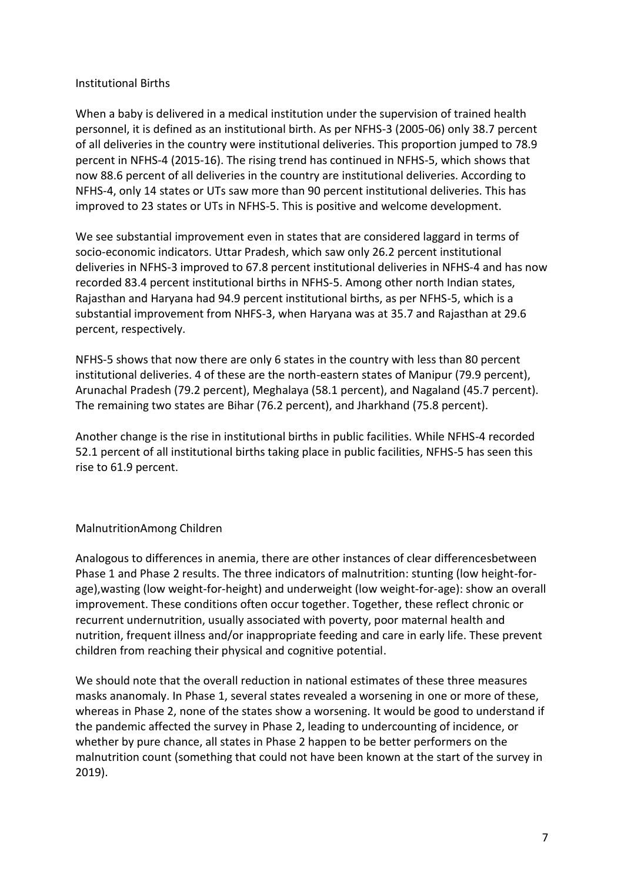## Institutional Births

When a baby is delivered in a medical institution under the supervision of trained health personnel, it is defined as an institutional birth. As per NFHS-3 (2005-06) only 38.7 percent of all deliveries in the country were institutional deliveries. This proportion jumped to 78.9 percent in NFHS-4 (2015-16). The rising trend has continued in NFHS-5, which shows that now 88.6 percent of all deliveries in the country are institutional deliveries. According to NFHS-4, only 14 states or UTs saw more than 90 percent institutional deliveries. This has improved to 23 states or UTs in NFHS-5. This is positive and welcome development.

We see substantial improvement even in states that are considered laggard in terms of socio-economic indicators. Uttar Pradesh, which saw only 26.2 percent institutional deliveries in NFHS-3 improved to 67.8 percent institutional deliveries in NFHS-4 and has now recorded 83.4 percent institutional births in NFHS-5. Among other north Indian states, Rajasthan and Haryana had 94.9 percent institutional births, as per NFHS-5, which is a substantial improvement from NHFS-3, when Haryana was at 35.7 and Rajasthan at 29.6 percent, respectively.

NFHS-5 shows that now there are only 6 states in the country with less than 80 percent institutional deliveries. 4 of these are the north-eastern states of Manipur (79.9 percent), Arunachal Pradesh (79.2 percent), Meghalaya (58.1 percent), and Nagaland (45.7 percent). The remaining two states are Bihar (76.2 percent), and Jharkhand (75.8 percent).

Another change is the rise in institutional births in public facilities. While NFHS-4 recorded 52.1 percent of all institutional births taking place in public facilities, NFHS-5 has seen this rise to 61.9 percent.

## MalnutritionAmong Children

Analogous to differences in anemia, there are other instances of clear differencesbetween Phase 1 and Phase 2 results. The three indicators of malnutrition: stunting (low height-for-age),wasting (low weight-for-height) and underweight (low weight-for-age): show an overall improvement. These conditions often occur together. Together, these reflect chronic or recurrent undernutrition, usually associated with poverty, poor maternal health and nutrition, frequent illness and/or inappropriate feeding and care in early life. These prevent children from reaching their physical and cognitive potential.

We should note that the overall reduction in national estimates of these three measures masks ananomaly. In Phase 1, several states revealed a worsening in one or more of these, whereas in Phase 2, none of the states show a worsening. It would be good to understand if the pandemic affected the survey in Phase 2, leading to undercounting of incidence, or whether by pure chance, all states in Phase 2 happen to be better performers on the malnutrition count (something that could not have been known at the start of the survey in 2019).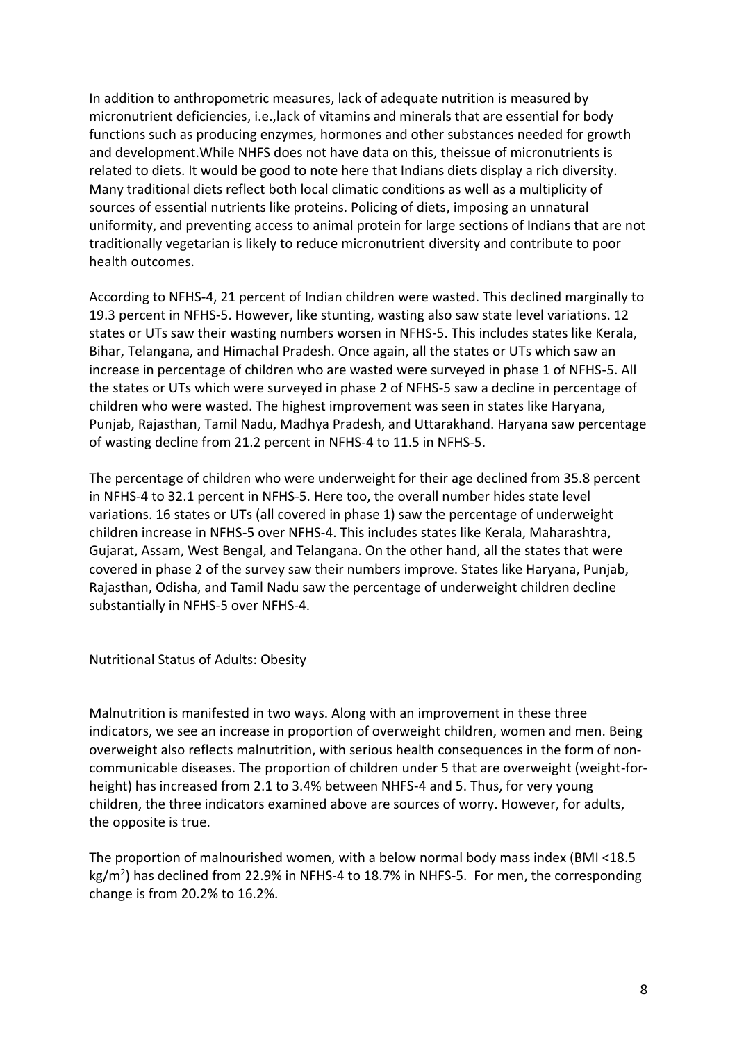In addition to anthropometric measures, lack of adequate nutrition is measured by micronutrient deficiencies, i.e.,lack of vitamins and minerals that are essential for body functions such as producing enzymes, hormones and other substances needed for growth and development.While NHFS does not have data on this, theissue of micronutrients is related to diets. It would be good to note here that Indians diets display a rich diversity. Many traditional diets reflect both local climatic conditions as well as a multiplicity of sources of essential nutrients like proteins. Policing of diets, imposing an unnatural uniformity, and preventing access to animal protein for large sections of Indians that are not traditionally vegetarian is likely to reduce micronutrient diversity and contribute to poor health outcomes.

According to NFHS-4, 21 percent of Indian children were wasted. This declined marginally to 19.3 percent in NFHS-5. However, like stunting, wasting also saw state level variations. 12 states or UTs saw their wasting numbers worsen in NFHS-5. This includes states like Kerala, Bihar, Telangana, and Himachal Pradesh. Once again, all the states or UTs which saw an increase in percentage of children who are wasted were surveyed in phase 1 of NFHS-5. All the states or UTs which were surveyed in phase 2 of NFHS-5 saw a decline in percentage of children who were wasted. The highest improvement was seen in states like Haryana, Punjab, Rajasthan, Tamil Nadu, Madhya Pradesh, and Uttarakhand. Haryana saw percentage of wasting decline from 21.2 percent in NFHS-4 to 11.5 in NFHS-5.

The percentage of children who were underweight for their age declined from 35.8 percent in NFHS-4 to 32.1 percent in NFHS-5. Here too, the overall number hides state level variations. 16 states or UTs (all covered in phase 1) saw the percentage of underweight children increase in NFHS-5 over NFHS-4. This includes states like Kerala, Maharashtra, Gujarat, Assam, West Bengal, and Telangana. On the other hand, all the states that were covered in phase 2 of the survey saw their numbers improve. States like Haryana, Punjab, Rajasthan, Odisha, and Tamil Nadu saw the percentage of underweight children decline substantially in NFHS-5 over NFHS-4.

## Nutritional Status of Adults: Obesity

Malnutrition is manifested in two ways. Along with an improvement in these three indicators, we see an increase in proportion of overweight children, women and men. Being overweight also reflects malnutrition, with serious health consequences in the form of non-communicable diseases. The proportion of children under 5 that are overweight (weight-for-height) has increased from 2.1 to 3.4% between NHFS-4 and 5. Thus, for very young children, the three indicators examined above are sources of worry. However, for adults, the opposite is true.

The proportion of malnourished women, with a below normal body mass index (BMI <18.5 $kg/m^2$) has declined from 22.9% in NFHS-4 to 18.7% in NHFS-5. For men, the corresponding change is from 20.2% to 16.2%.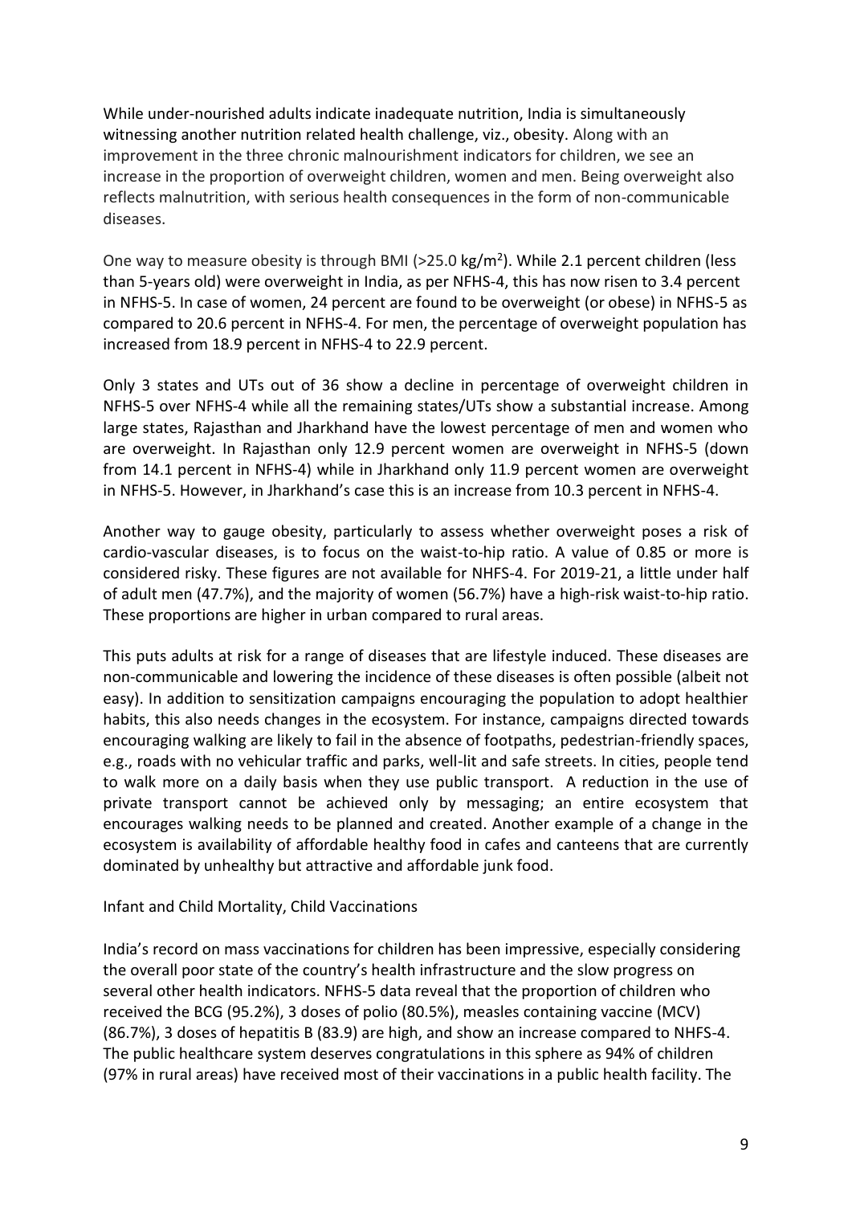While under-nourished adults indicate inadequate nutrition, India is simultaneously witnessing another nutrition related health challenge, viz., obesity. Along with an improvement in the three chronic malnourishment indicators for children, we see an increase in the proportion of overweight children, women and men. Being overweight also reflects malnutrition, with serious health consequences in the form of non-communicable diseases.

One way to measure obesity is through BMI (>25.0 kg/m$^2$). While 2.1 percent children (less than 5-years old) were overweight in India, as per NFHS-4, this has now risen to 3.4 percent in NFHS-5. In case of women, 24 percent are found to be overweight (or obese) in NFHS-5 as compared to 20.6 percent in NFHS-4. For men, the percentage of overweight population has increased from 18.9 percent in NFHS-4 to 22.9 percent.

Only 3 states and UTs out of 36 show a decline in percentage of overweight children in NFHS-5 over NFHS-4 while all the remaining states/UTs show a substantial increase. Among large states, Rajasthan and Jharkhand have the lowest percentage of men and women who are overweight. In Rajasthan only 12.9 percent women are overweight in NFHS-5 (down from 14.1 percent in NFHS-4) while in Jharkhand only 11.9 percent women are overweight in NFHS-5. However, in Jharkhand's case this is an increase from 10.3 percent in NFHS-4.

Another way to gauge obesity, particularly to assess whether overweight poses a risk of cardio-vascular diseases, is to focus on the waist-to-hip ratio. A value of 0.85 or more is considered risky. These figures are not available for NHFS-4. For 2019-21, a little under half of adult men (47.7%), and the majority of women (56.7%) have a high-risk waist-to-hip ratio. These proportions are higher in urban compared to rural areas.

This puts adults at risk for a range of diseases that are lifestyle induced. These diseases are non-communicable and lowering the incidence of these diseases is often possible (albeit not easy). In addition to sensitization campaigns encouraging the population to adopt healthier habits, this also needs changes in the ecosystem. For instance, campaigns directed towards encouraging walking are likely to fail in the absence of footpaths, pedestrian-friendly spaces, e.g., roads with no vehicular traffic and parks, well-lit and safe streets. In cities, people tend to walk more on a daily basis when they use public transport. A reduction in the use of private transport cannot be achieved only by messaging; an entire ecosystem that encourages walking needs to be planned and created. Another example of a change in the ecosystem is availability of affordable healthy food in cafes and canteens that are currently dominated by unhealthy but attractive and affordable junk food.

## Infant and Child Mortality, Child Vaccinations

India's record on mass vaccinations for children has been impressive, especially considering the overall poor state of the country's health infrastructure and the slow progress on several other health indicators. NFHS-5 data reveal that the proportion of children who received the BCG (95.2%), 3 doses of polio (80.5%), measles containing vaccine (MCV) (86.7%), 3 doses of hepatitis B (83.9) are high, and show an increase compared to NHFS-4. The public healthcare system deserves congratulations in this sphere as 94% of children (97% in rural areas) have received most of their vaccinations in a public health facility. The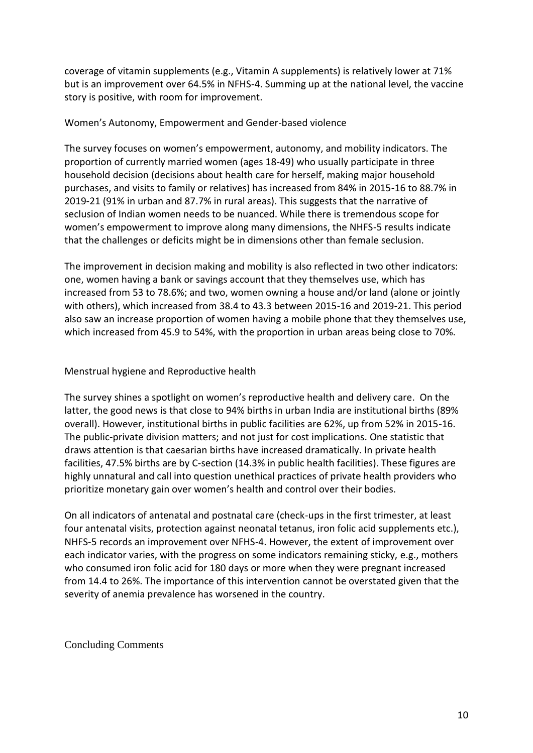coverage of vitamin supplements (e.g., Vitamin A supplements) is relatively lower at 71% but is an improvement over 64.5% in NFHS-4. Summing up at the national level, the vaccine story is positive, with room for improvement.

## Women's Autonomy, Empowerment and Gender-based violence

The survey focuses on women's empowerment, autonomy, and mobility indicators. The proportion of currently married women (ages 18-49) who usually participate in three household decision (decisions about health care for herself, making major household purchases, and visits to family or relatives) has increased from 84% in 2015-16 to 88.7% in 2019-21 (91% in urban and 87.7% in rural areas). This suggests that the narrative of seclusion of Indian women needs to be nuanced. While there is tremendous scope for women's empowerment to improve along many dimensions, the NHFS-5 results indicate that the challenges or deficits might be in dimensions other than female seclusion.

The improvement in decision making and mobility is also reflected in two other indicators: one, women having a bank or savings account that they themselves use, which has increased from 53 to 78.6%; and two, women owning a house and/or land (alone or jointly with others), which increased from 38.4 to 43.3 between 2015-16 and 2019-21. This period also saw an increase proportion of women having a mobile phone that they themselves use, which increased from 45.9 to 54%, with the proportion in urban areas being close to 70%.

## Menstrual hygiene and Reproductive health

The survey shines a spotlight on women's reproductive health and delivery care. On the latter, the good news is that close to 94% births in urban India are institutional births (89% overall). However, institutional births in public facilities are 62%, up from 52% in 2015-16. The public-private division matters; and not just for cost implications. One statistic that draws attention is that caesarian births have increased dramatically. In private health facilities, 47.5% births are by C-section (14.3% in public health facilities). These figures are highly unnatural and call into question unethical practices of private health providers who prioritize monetary gain over women's health and control over their bodies.

On all indicators of antenatal and postnatal care (check-ups in the first trimester, at least four antenatal visits, protection against neonatal tetanus, iron folic acid supplements etc.), NHFS-5 records an improvement over NFHS-4. However, the extent of improvement over each indicator varies, with the progress on some indicators remaining sticky, e.g., mothers who consumed iron folic acid for 180 days or more when they were pregnant increased from 14.4 to 26%. The importance of this intervention cannot be overstated given that the severity of anemia prevalence has worsened in the country.

## Concluding Comments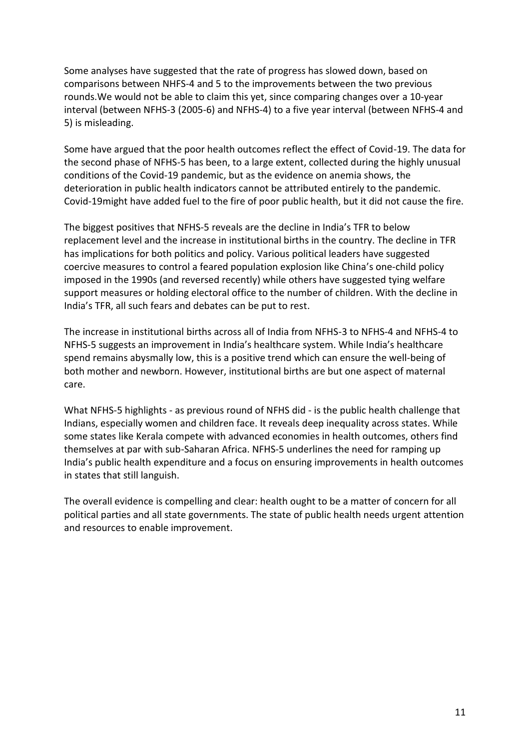Some analyses have suggested that the rate of progress has slowed down, based on comparisons between NHFS-4 and 5 to the improvements between the two previous rounds.We would not be able to claim this yet, since comparing changes over a 10-year interval (between NFHS-3 (2005-6) and NFHS-4) to a five year interval (between NFHS-4 and 5) is misleading.

Some have argued that the poor health outcomes reflect the effect of Covid-19. The data for the second phase of NFHS-5 has been, to a large extent, collected during the highly unusual conditions of the Covid-19 pandemic, but as the evidence on anemia shows, the deterioration in public health indicators cannot be attributed entirely to the pandemic. Covid-19might have added fuel to the fire of poor public health, but it did not cause the fire.

The biggest positives that NFHS-5 reveals are the decline in India's TFR to below replacement level and the increase in institutional births in the country. The decline in TFR has implications for both politics and policy. Various political leaders have suggested coercive measures to control a feared population explosion like China's one-child policy imposed in the 1990s (and reversed recently) while others have suggested tying welfare support measures or holding electoral office to the number of children. With the decline in India's TFR, all such fears and debates can be put to rest.

The increase in institutional births across all of India from NFHS-3 to NFHS-4 and NFHS-4 to NFHS-5 suggests an improvement in India's healthcare system. While India's healthcare spend remains abysmally low, this is a positive trend which can ensure the well-being of both mother and newborn. However, institutional births are but one aspect of maternal care.

What NFHS-5 highlights - as previous round of NFHS did - is the public health challenge that Indians, especially women and children face. It reveals deep inequality across states. While some states like Kerala compete with advanced economies in health outcomes, others find themselves at par with sub-Saharan Africa. NFHS-5 underlines the need for ramping up India's public health expenditure and a focus on ensuring improvements in health outcomes in states that still languish.

The overall evidence is compelling and clear: health ought to be a matter of concern for all political parties and all state governments. The state of public health needs urgent attention and resources to enable improvement.